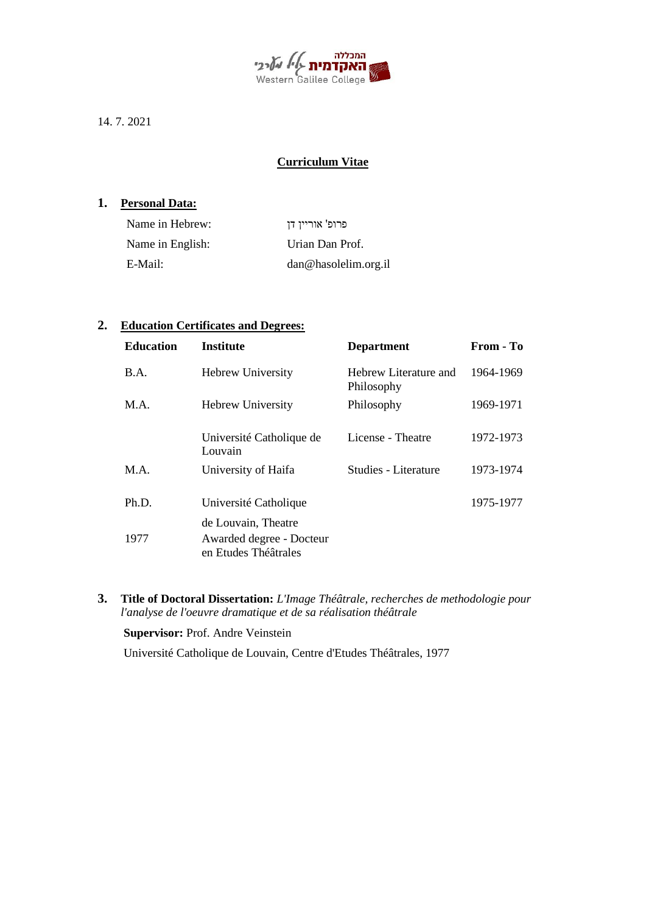המכללה האקדמית גליל מערבי
Western Galilee College

14. 7. 2021

**Curriculum Vitae**

## 1. Personal Data:

| | |
|---|---|
| Name in Hebrew: | פרופ' אוריין דן |
| Name in English: | Urian Dan Prof. |
| E-Mail: | dan@hasolelim.org.il |

## 2. Education Certificates and Degrees:

| Education | Institute | Department | From - To |
|---|---|---|---|
| B.A. | Hebrew University | Hebrew Literature and Philosophy | 1964-1969 |
| M.A. | Hebrew University | Philosophy | 1969-1971 |
| | Université Catholique de Louvain | License - Theatre | 1972-1973 |
| M.A. | University of Haifa | Studies - Literature | 1973-1974 |
| Ph.D. | Université Catholique de Louvain, Theatre | | 1975-1977 |
| 1977 | Awarded degree - Docteur en Etudes Théâtrales | | |

## 3. Title of Doctoral Dissertation: *L'Image Théâtrale, recherches de methodologie pour l'analyse de l'oeuvre dramatique et de sa réalisation théâtrale*

**Supervisor:** Prof. Andre Veinstein

Université Catholique de Louvain, Centre d'Etudes Théâtrales, 1977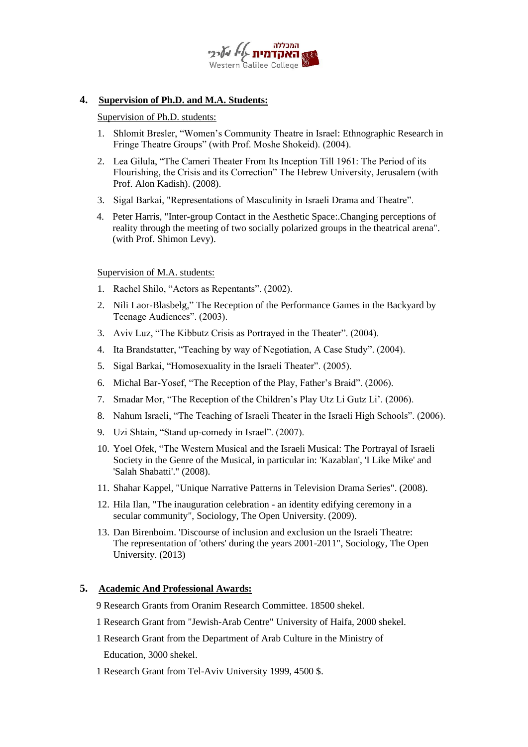## 4. Supervision of Ph.D. and M.A. Students:

Supervision of Ph.D. students:

1. Shlomit Bresler, "Women's Community Theatre in Israel: Ethnographic Research in Fringe Theatre Groups" (with Prof. Moshe Shokeid). (2004).
2. Lea Gilula, "The Cameri Theater From Its Inception Till 1961: The Period of its Flourishing, the Crisis and its Correction" The Hebrew University, Jerusalem (with Prof. Alon Kadish). (2008).
3. Sigal Barkai, "Representations of Masculinity in Israeli Drama and Theatre".
4. Peter Harris, "Inter-group Contact in the Aesthetic Space:.Changing perceptions of reality through the meeting of two socially polarized groups in the theatrical arena". (with Prof. Shimon Levy).

Supervision of M.A. students:

1. Rachel Shilo, "Actors as Repentants". (2002).
2. Nili Laor-Blasbelg," The Reception of the Performance Games in the Backyard by Teenage Audiences". (2003).
3. Aviv Luz, "The Kibbutz Crisis as Portrayed in the Theater". (2004).
4. Ita Brandstatter, "Teaching by way of Negotiation, A Case Study". (2004).
5. Sigal Barkai, "Homosexuality in the Israeli Theater". (2005).
6. Michal Bar-Yosef, "The Reception of the Play, Father's Braid". (2006).
7. Smadar Mor, "The Reception of the Children's Play Utz Li Gutz Li'. (2006).
8. Nahum Israeli, "The Teaching of Israeli Theater in the Israeli High Schools". (2006).
9. Uzi Shtain, "Stand up-comedy in Israel". (2007).
10. Yoel Ofek, "The Western Musical and the Israeli Musical: The Portrayal of Israeli Society in the Genre of the Musical, in particular in: 'Kazablan', 'I Like Mike' and 'Salah Shabatti'." (2008).
11. Shahar Kappel, "Unique Narrative Patterns in Television Drama Series". (2008).
12. Hila Ilan, "The inauguration celebration - an identity edifying ceremony in a secular community", Sociology, The Open University. (2009).
13. Dan Birenboim. 'Discourse of inclusion and exclusion un the Israeli Theatre: The representation of 'others' during the years 2001-2011", Sociology, The Open University. (2013)

## 5. Academic And Professional Awards:

9 Research Grants from Oranim Research Committee. 18500 shekel.

1 Research Grant from "Jewish-Arab Centre" University of Haifa, 2000 shekel.

1 Research Grant from the Department of Arab Culture in the Ministry of Education, 3000 shekel.

1 Research Grant from Tel-Aviv University 1999, 4500 $.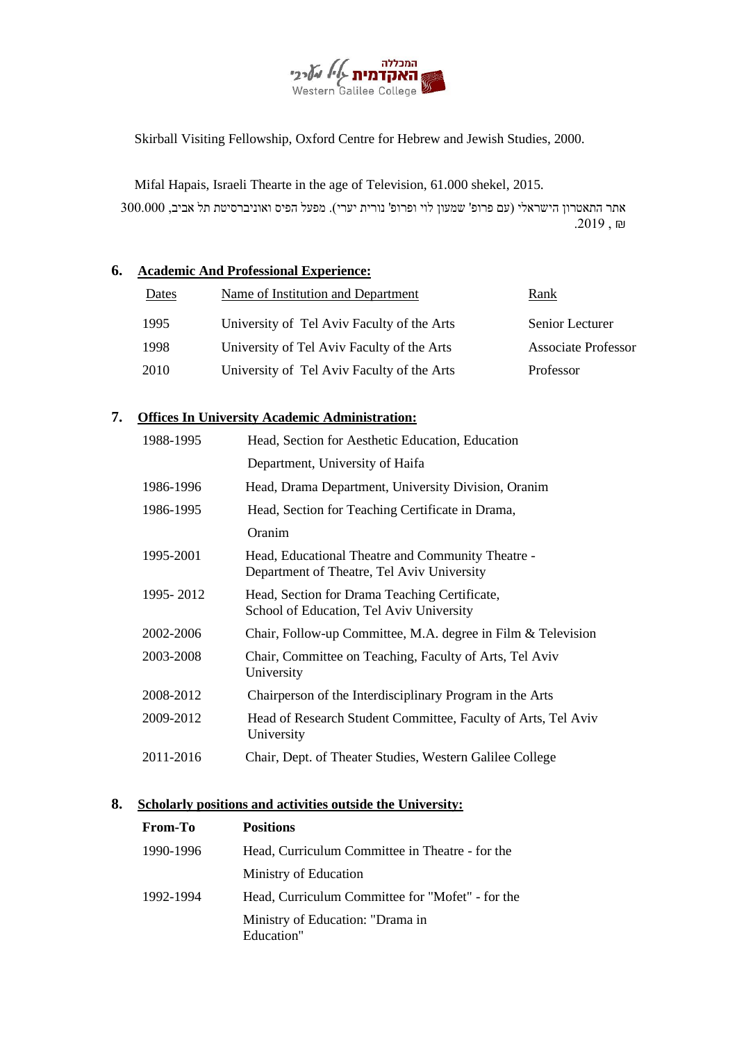Skirball Visiting Fellowship, Oxford Centre for Hebrew and Jewish Studies, 2000.

Mifal Hapais, Israeli Thearte in the age of Television, 61.000 shekel, 2015.

אתר התאטרון הישראלי (עם פרופ' שמעון לוי ופרופ' נורית יערי). מפעל הפיס ואוניברסיטת תל אביב, 300.000 ₪ , 2019.

## 6. Academic And Professional Experience:

| Dates | Name of Institution and Department | Rank |
|---|---|---|
| 1995 | University of Tel Aviv Faculty of the Arts | Senior Lecturer |
| 1998 | University of Tel Aviv Faculty of the Arts | Associate Professor |
| 2010 | University of Tel Aviv Faculty of the Arts | Professor |

## 7. Offices In University Academic Administration:

| | |
|---|---|
| 1988-1995 | Head, Section for Aesthetic Education, Education Department, University of Haifa |
| 1986-1996 | Head, Drama Department, University Division, Oranim |
| 1986-1995 | Head, Section for Teaching Certificate in Drama, Oranim |
| 1995-2001 | Head, Educational Theatre and Community Theatre - Department of Theatre, Tel Aviv University |
| 1995- 2012 | Head, Section for Drama Teaching Certificate, School of Education, Tel Aviv University |
| 2002-2006 | Chair, Follow-up Committee, M.A. degree in Film & Television |
| 2003-2008 | Chair, Committee on Teaching, Faculty of Arts, Tel Aviv University |
| 2008-2012 | Chairperson of the Interdisciplinary Program in the Arts |
| 2009-2012 | Head of Research Student Committee, Faculty of Arts, Tel Aviv University |
| 2011-2016 | Chair, Dept. of Theater Studies, Western Galilee College |

## 8. Scholarly positions and activities outside the University:

| From-To | Positions |
|---|---|
| 1990-1996 | Head, Curriculum Committee in Theatre - for the Ministry of Education |
| 1992-1994 | Head, Curriculum Committee for "Mofet" - for the Ministry of Education: "Drama in Education" |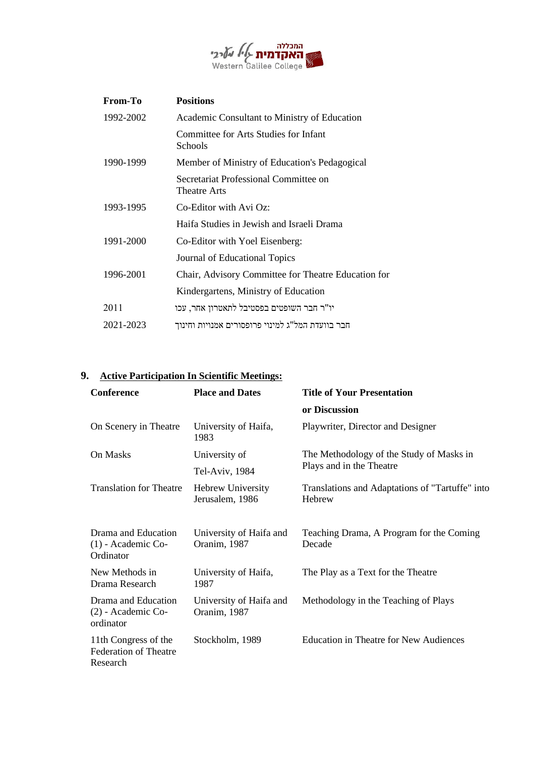| From-To | Positions |
|---|---|
| 1992-2002 | Academic Consultant to Ministry of Education |
| | Committee for Arts Studies for Infant Schools |
| 1990-1999 | Member of Ministry of Education's Pedagogical |
| | Secretariat Professional Committee on Theatre Arts |
| 1993-1995 | Co-Editor with Avi Oz: |
| | Haifa Studies in Jewish and Israeli Drama |
| 1991-2000 | Co-Editor with Yoel Eisenberg: |
| | Journal of Educational Topics |
| 1996-2001 | Chair, Advisory Committee for Theatre Education for |
| | Kindergartens, Ministry of Education |
| 2011 | יו"ר חבר השופטים בפסטיבל לתאטרון אחר, עכו |
| 2021-2023 | חבר בוועדת המל"ג למינוי פרופסורים אמנויות וחינוך |

## 9. Active Participation In Scientific Meetings:

| Conference | Place and Dates | Title of Your Presentation or Discussion |
|---|---|---|
| On Scenery in Theatre | University of Haifa, 1983 | Playwriter, Director and Designer |
| On Masks | University of Tel-Aviv, 1984 | The Methodology of the Study of Masks in Plays and in the Theatre |
| Translation for Theatre | Hebrew University Jerusalem, 1986 | Translations and Adaptations of "Tartuffe" into Hebrew |
| Drama and Education (1) - Academic Co-Ordinator | University of Haifa and Oranim, 1987 | Teaching Drama, A Program for the Coming Decade |
| New Methods in Drama Research | University of Haifa, 1987 | The Play as a Text for the Theatre |
| Drama and Education (2) - Academic Co-ordinator | University of Haifa and Oranim, 1987 | Methodology in the Teaching of Plays |
| 11th Congress of the Federation of Theatre Research | Stockholm, 1989 | Education in Theatre for New Audiences |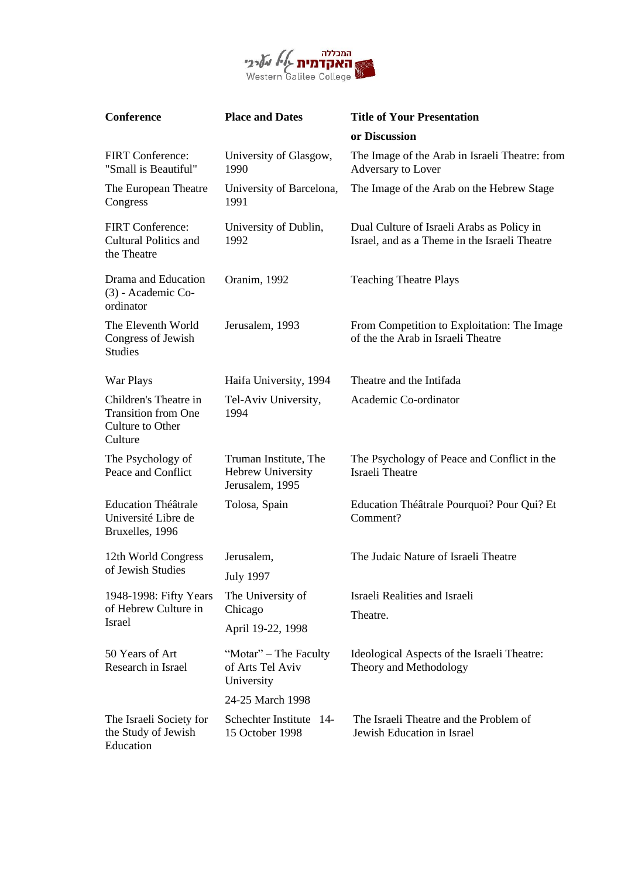| Conference | Place and Dates | Title of Your Presentation or Discussion |
|---|---|---|
| FIRT Conference: "Small is Beautiful" | University of Glasgow, 1990 | The Image of the Arab in Israeli Theatre: from Adversary to Lover |
| The European Theatre Congress | University of Barcelona, 1991 | The Image of the Arab on the Hebrew Stage |
| FIRT Conference: Cultural Politics and the Theatre | University of Dublin, 1992 | Dual Culture of Israeli Arabs as Policy in Israel, and as a Theme in the Israeli Theatre |
| Drama and Education (3) - Academic Co-ordinator | Oranim, 1992 | Teaching Theatre Plays |
| The Eleventh World Congress of Jewish Studies | Jerusalem, 1993 | From Competition to Exploitation: The Image of the the Arab in Israeli Theatre |
| War Plays | Haifa University, 1994 | Theatre and the Intifada |
| Children's Theatre in Transition from One Culture to Other Culture | Tel-Aviv University, 1994 | Academic Co-ordinator |
| The Psychology of Peace and Conflict | Truman Institute, The Hebrew University Jerusalem, 1995 | The Psychology of Peace and Conflict in the Israeli Theatre |
| Education Théâtrale Université Libre de Bruxelles, 1996 | Tolosa, Spain | Education Théâtrale Pourquoi? Pour Qui? Et Comment? |
| 12th World Congress of Jewish Studies | Jerusalem, July 1997 | The Judaic Nature of Israeli Theatre |
| 1948-1998: Fifty Years of Hebrew Culture in Israel | The University of Chicago April 19-22, 1998 | Israeli Realities and Israeli Theatre. |
| 50 Years of Art Research in Israel | "Motar" – The Faculty of Arts Tel Aviv University 24-25 March 1998 | Ideological Aspects of the Israeli Theatre: Theory and Methodology |
| The Israeli Society for the Study of Jewish Education | Schechter Institute 14-15 October 1998 | The Israeli Theatre and the Problem of Jewish Education in Israel |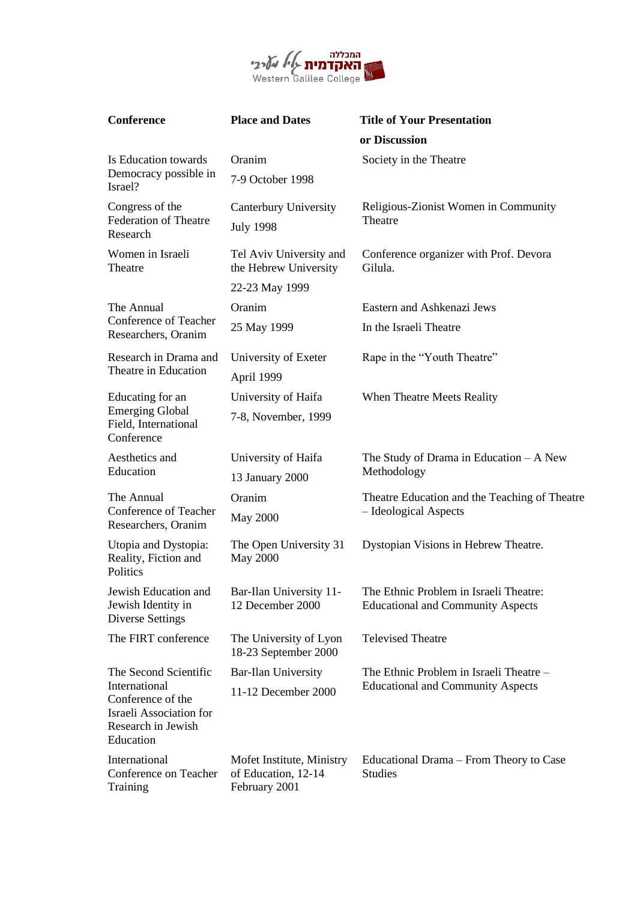| Conference | Place and Dates | Title of Your Presentation or Discussion |
|---|---|---|
| Is Education towards Democracy possible in Israel? | Oranim 7-9 October 1998 | Society in the Theatre |
| Congress of the Federation of Theatre Research | Canterbury University July 1998 | Religious-Zionist Women in Community Theatre |
| Women in Israeli Theatre | Tel Aviv University and the Hebrew University 22-23 May 1999 | Conference organizer with Prof. Devora Gilula. |
| The Annual Conference of Teacher Researchers, Oranim | Oranim 25 May 1999 | Eastern and Ashkenazi Jews In the Israeli Theatre |
| Research in Drama and Theatre in Education | University of Exeter April 1999 | Rape in the "Youth Theatre" |
| Educating for an Emerging Global Field, International Conference | University of Haifa 7-8, November, 1999 | When Theatre Meets Reality |
| Aesthetics and Education | University of Haifa 13 January 2000 | The Study of Drama in Education – A New Methodology |
| The Annual Conference of Teacher Researchers, Oranim | Oranim May 2000 | Theatre Education and the Teaching of Theatre – Ideological Aspects |
| Utopia and Dystopia: Reality, Fiction and Politics | The Open University 31 May 2000 | Dystopian Visions in Hebrew Theatre. |
| Jewish Education and Jewish Identity in Diverse Settings | Bar-Ilan University 11-12 December 2000 | The Ethnic Problem in Israeli Theatre: Educational and Community Aspects |
| The FIRT conference | The University of Lyon 18-23 September 2000 | Televised Theatre |
| The Second Scientific International Conference of the Israeli Association for Research in Jewish Education | Bar-Ilan University 11-12 December 2000 | The Ethnic Problem in Israeli Theatre – Educational and Community Aspects |
| International Conference on Teacher Training | Mofet Institute, Ministry of Education, 12-14 February 2001 | Educational Drama – From Theory to Case Studies |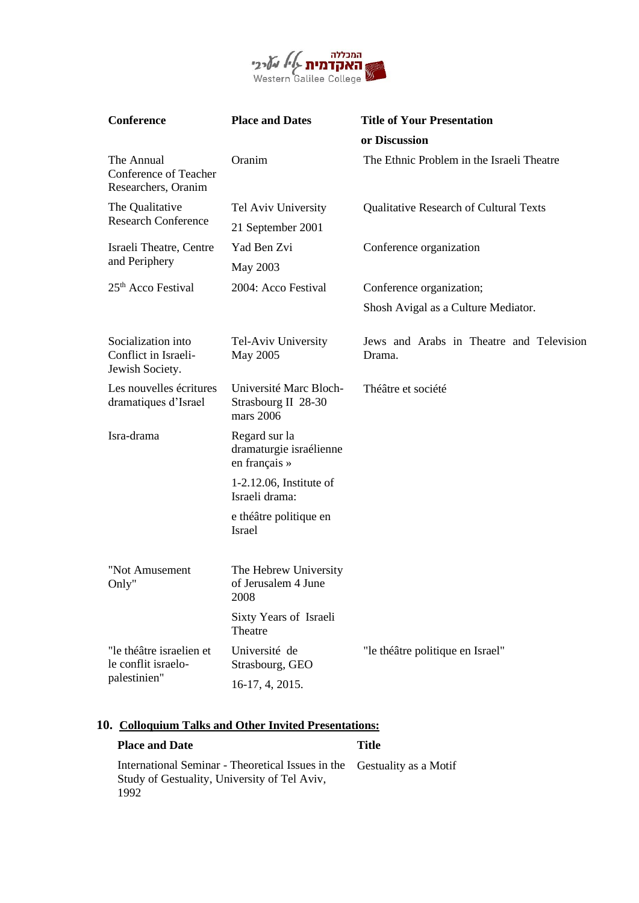| Conference | Place and Dates | Title of Your Presentation or Discussion |
|---|---|---|
| The Annual Conference of Teacher Researchers, Oranim | Oranim | The Ethnic Problem in the Israeli Theatre |
| The Qualitative Research Conference | Tel Aviv University 21 September 2001 | Qualitative Research of Cultural Texts |
| Israeli Theatre, Centre and Periphery | Yad Ben Zvi May 2003 | Conference organization |
| 25th Acco Festival | 2004: Acco Festival | Conference organization; Shosh Avigal as a Culture Mediator. |
| Socialization into Conflict in Israeli-Jewish Society. | Tel-Aviv University May 2005 | Jews and Arabs in Theatre and Television Drama. |
| Les nouvelles écritures dramatiques d'Israel | Université Marc Bloch-Strasbourg II 28-30 mars 2006 | Théâtre et société |
| Isra-drama | Regard sur la dramaturgie israélienne en français » 1-2.12.06, Institute of Israeli drama: e théâtre politique en Israel | |
| "Not Amusement Only" | The Hebrew University of Jerusalem 4 June 2008 Sixty Years of Israeli Theatre | |
| "le théâtre israelien et le conflit israelo-palestinien" | Université de Strasbourg, GEO 16-17, 4, 2015. | "le théâtre politique en Israel" |

## 10. Colloquium Talks and Other Invited Presentations:

| Place and Date | Title |
|---|---|
| International Seminar - Theoretical Issues in the Study of Gestuality, University of Tel Aviv, 1992 | Gestuality as a Motif |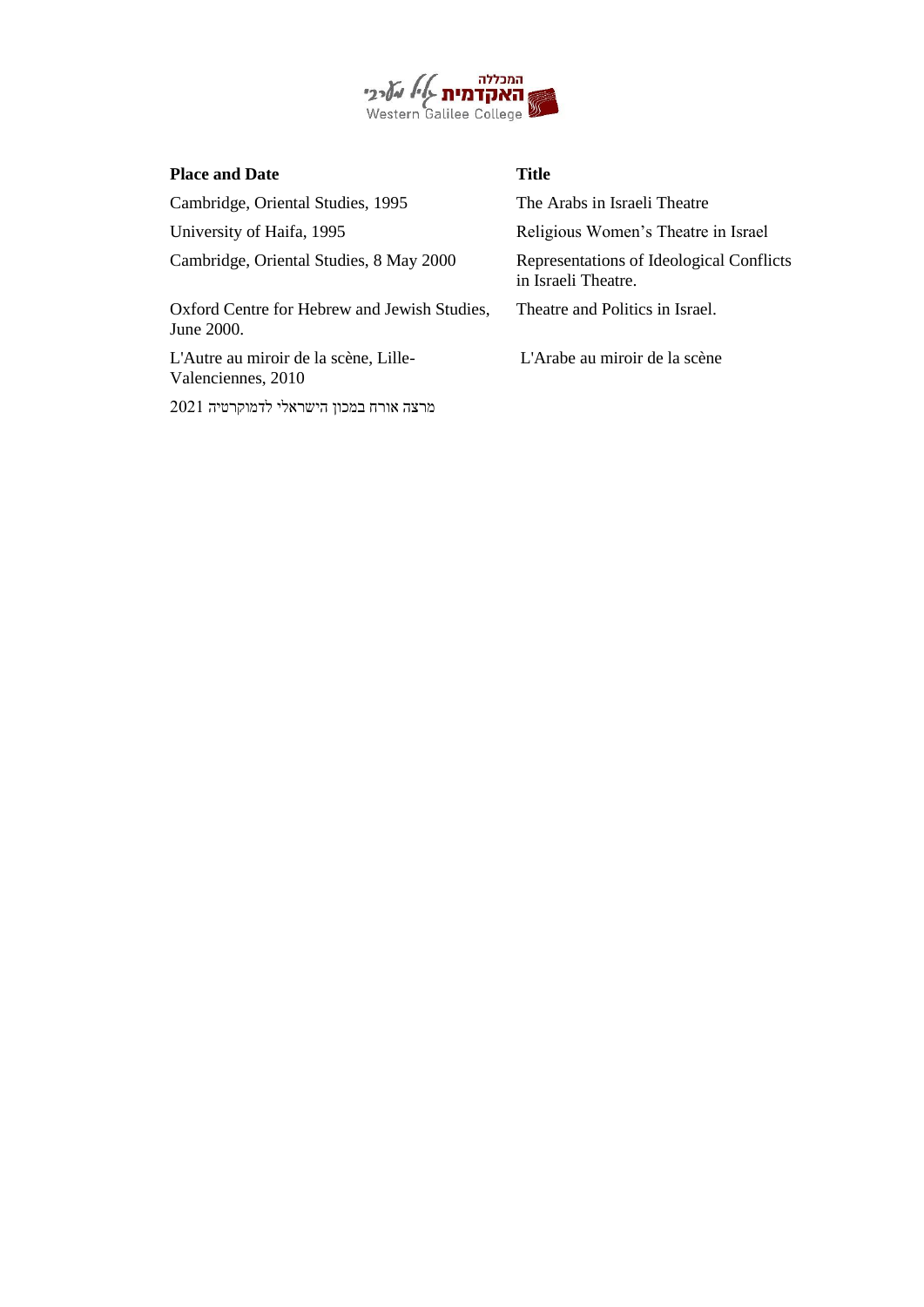| Place and Date | Title |
| --- | --- |
| Cambridge, Oriental Studies, 1995 | The Arabs in Israeli Theatre |
| University of Haifa, 1995 | Religious Women’s Theatre in Israel |
| Cambridge, Oriental Studies, 8 May 2000 | Representations of Ideological Conflicts in Israeli Theatre. |
| Oxford Centre for Hebrew and Jewish Studies, June 2000. | Theatre and Politics in Israel. |
| L'Autre au miroir de la scène, Lille-Valenciennes, 2010 | L'Arabe au miroir de la scène |
| מרצה אורח במכון הישראלי לדמוקרטיה 2021 | |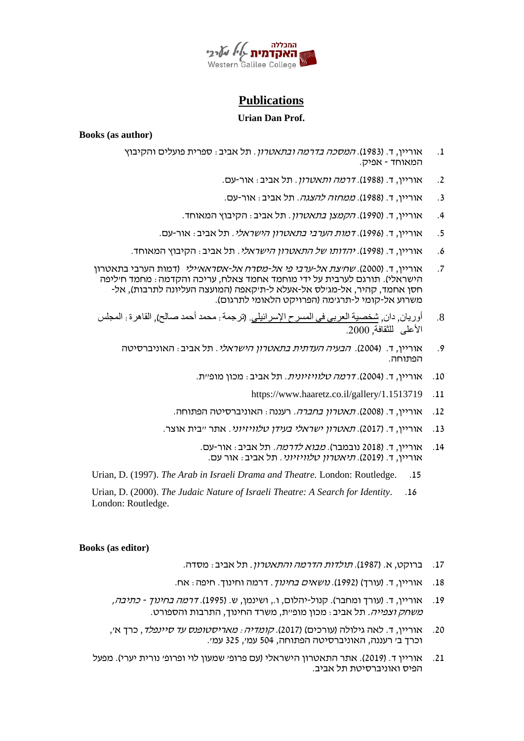# Publications

**Urian Dan Prof.**

**Books (as author)**

1. אוריין, ד. (1983). *המסכה בדרמה ובתאטרון*. תל אביב: ספרית פועלים והקיבוץ המאוחד - אפיק.
2. אוריין, ד. (1988). *דרמה ותאטרון*. תל אביב: אור-עם.
3. אוריין, ד. (1988). *ממחזה להצגה*. תל אביב: אור-עם.
4. אוריין, ד. (1990). *הקמצן בתאטרון*. תל אביב: הקיבוץ המאוחד.
5. אוריין, ד. (1996). *דמות הערבי בתאטרון הישראלי*. תל אביב: אור-עם.
6. אוריין, ד. (1998). *יהדותו של התאטרון הישראלי*. תל אביב: הקיבוץ המאוחד.
7. אוריין, ד. (2000). *שח'צת אל-ערבי פי אל-מסרח אל-אסראאילי* (דמות הערבי בתאטרון הישראלי). תורגם לערבית על ידי מוחמד אחמד צאלח, עריכה והקדמה: מחמד ח'ליפה חסן אחמד, קהיר, אל-מג'לס אל-אעלא ל-ת'קאפה (המועצה העליונה לתרבות), אל-משרוע אל-קומי ל-תרג'מה (הפרויקט הלאומי לתרגום).
8. أوريان, دان, شخصية العربي في المسرح الإسرائيلي. (ترجمة: محمد أحمد صالح), القاهرة: المجلس الأعلى للثقافة, 2000.
9. אוריין, ד. (2004). *הבעיה העדתית בתאטרון הישראלי*. תל אביב: האוניברסיטה הפתוחה.
10. אוריין, ד. (2004). *דרמה טלוויזיונית*. תל אביב: מכון מופ"ת.
11. https://www.haaretz.co.il/gallery/1.1513719
12. אוריין, ד. (2008). *תאטרון בחברה*. רעננה: האוניברסיטה הפתוחה.
13. אוריין, ד. (2017). *תאטרון ישראלי בעידן טלוויזיוני*. אתר "בית אוצר.
14. אוריין, ד. (2018 נובמבר). *מבוא לדרמה*. תל אביב: אור-עם.
    אוריין, ד. (2019). *תיאטרון טלוויזיוני*. תל אביב: אור עם.
15. Urian, D. (1997). *The Arab in Israeli Drama and Theatre.* London: Routledge.
16. Urian, D. (2000). *The Judaic Nature of Israeli Theatre: A Search for Identity*. London: Routledge.

**Books (as editor)**

17. ברוקט, א. (1987). *תולדות הדרמה והתאטרון*. תל אביב: מסדה.
18. אוריין, ד. (עורך) (1992). *נושאים בחינוך*. דרמה וחינוך. חיפה: אח.
19. אוריין, ד. (עורך ומחבר). קנול-יהלום, ו., ושינמן, ש. (1995). *דרמה בחינוך - כתיבה, משחק וצפייה*. תל אביב: מכון מופ"ת, משרד החינוך, התרבות והספורט.
20. אוריין, ד. לאה גילולה (עורכים) (2017). *קומדיה: מאריסטופנס עד סיינפלד*, כרך א', וכרך ב' רעננה, האוניברסיטה הפתוחה, 504 עמ', 325 עמ'.
21. אוריין ד. (2019). אתר התאטרון הישראלי (עם פרופ' שמעון לוי ופרופ' נורית יערי). מפעל הפיס ואוניברסיטת תל אביב.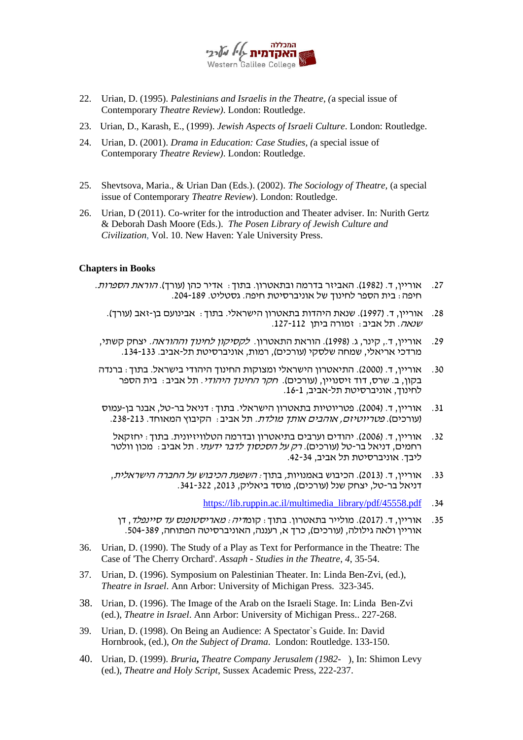22. Urian, D. (1995). *Palestinians and Israelis in the Theatre, (*a special issue of Contemporary *Theatre Review)*. London: Routledge.
23. Urian, D., Karash, E., (1999). *Jewish Aspects of Israeli Culture*. London: Routledge.
24. Urian, D. (2001). *Drama in Education: Case Studies, (*a special issue of Contemporary *Theatre Review)*. London: Routledge.

25. Shevtsova, Maria., & Urian Dan (Eds.). (2002). *The Sociology of Theatre,* (a special issue of Contemporary *Theatre Review*). London: Routledge.
26. Urian, D (2011). Co-writer for the introduction and Theater adviser. In: Nurith Gertz & Deborah Dash Moore (Eds.). *The Posen Library of Jewish Culture and Civilization*, Vol. 10. New Haven: Yale University Press.

**Chapters in Books**

27. אוריין, ד. (1982). האביזר בדרמה ובתאטרון. בתוך: אדיר כהן (עורך). *הוראת הספרות*. חיפה: בית הספר לחינוך של אוניברסיטת חיפה. גסטליט. 189-204.
28. אוריין, ד. (1997). שנאת היהדות בתאטרון הישראלי. בתוך: אבינועם בן-זאב (עורך). *שנאה*. תל אביב: זמורה ביתן 112-127.
29. אוריין, ד., קינר, ג. (1998). הוראת התאטרון. *לקסיקון לחינוך וההוראה*. יצחק קשתי, מרדכי אריאלי, שמחה שלסקי (עורכים), רמות, אוניברסיטת תל-אביב. 133-134.
30. אוריין, ד. (2000). התיאטרון הישראלי ומצוקות החינוך היהודי בישראל. בתוך: ברנדה בקון, ב. שרס, דוד זיסנויין, (עורכים). *חקר החינוך היהודי*. תל אביב: בית הספר לחינוך, אוניברסיטת תל-אביב, 1-16.
31. אוריין, ד. (2004). פטריוטיות בתאטרון הישראלי. בתוך: דניאל בר-טל, אבנר בן-עמוס (עורכים). *פטריוטיזם, אוהבים אותך מולדת*. תל אביב: הקיבוץ המאוחד. 213-238.
32. אוריין, ד. (2006). יהודים וערבים בתיאטרון ובדרמה הטלוויזיונית. בתוך: יחזקאל רחמים, דניאל בר-טל (עורכים). *רק על הסכסוך לדבר ידעתי*. תל אביב: מכון וולטר ליבך. אוניברסיטת תל אביב, 34-42.
33. אוריין, ד. (2013). הכיבוש באמנויות, בתוך: *השפעת הכיבוש על החברה הישראלית*, דניאל בר-טל, יצחק שנל (עורכים), מוסד ביאליק, 2013, 322-341.
34. https://lib.ruppin.ac.il/multimedia_library/pdf/45558.pdf
35. אוריין, ד. (2017). מולייר בתאטרון. בתוך: קו*מדיה: מאריסטופנס עד סיינפלד*, דן אוריין ולאה גילולה, (עורכים), כרך א, רעננה, האוניברסיטה הפתוחה, 389-504.
36. Urian, D. (1990). The Study of a Play as Text for Performance in the Theatre: The Case of 'The Cherry Orchard'. *Assaph - Studies in the Theatre*, *4*, 35-54.
37. Urian, D. (1996). Symposium on Palestinian Theater. In: Linda Ben-Zvi, (ed.), *Theatre in Israel*. Ann Arbor: University of Michigan Press. 323-345.
38. Urian, D. (1996). The Image of the Arab on the Israeli Stage. In: Linda Ben-Zvi (ed.), *Theatre in Israel*. Ann Arbor: University of Michigan Press.. 227-268.
39. Urian, D. (1998). On Being an Audience: A Spectator`s Guide. In: David Hornbrook, (ed.), *On the Subject of Drama*. London: Routledge. 133-150.
40. Urian, D. (1999). *Bruria***,** *Theatre Company Jerusalem (1982- ),* In: Shimon Levy (ed.), *Theatre and Holy Script*, Sussex Academic Press, 222-237.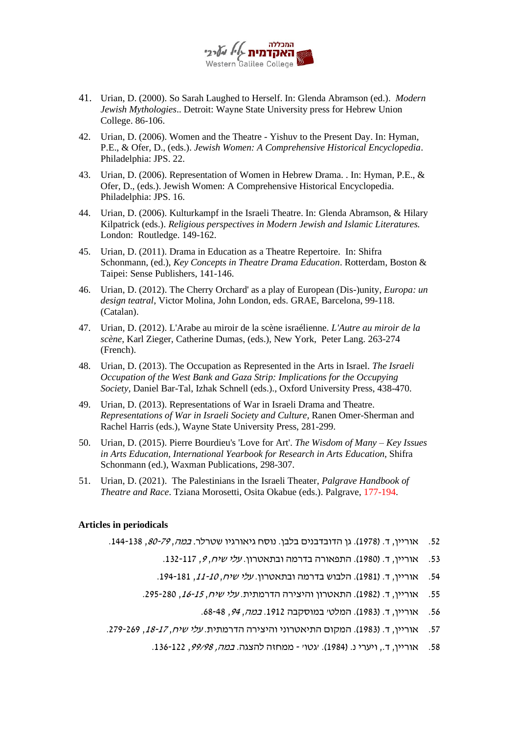41. Urian, D. (2000). So Sarah Laughed to Herself. In: Glenda Abramson (ed.). *Modern Jewish Mythologies*.. Detroit: Wayne State University press for Hebrew Union College. 86-106.
42. Urian, D. (2006). Women and the Theatre - Yishuv to the Present Day. In: Hyman, P.E., & Ofer, D., (eds.). *Jewish Women: A Comprehensive Historical Encyclopedia*. Philadelphia: JPS. 22.
43. Urian, D. (2006). Representation of Women in Hebrew Drama. . In: Hyman, P.E., & Ofer, D., (eds.). Jewish Women: A Comprehensive Historical Encyclopedia. Philadelphia: JPS. 16.
44. Urian, D. (2006). Kulturkampf in the Israeli Theatre. In: Glenda Abramson, & Hilary Kilpatrick (eds.). *Religious perspectives in Modern Jewish and Islamic Literatures.* London: Routledge. 149-162.
45. Urian, D. (2011). Drama in Education as a Theatre Repertoire. In: Shifra Schonmann, (ed.), *Key Concepts in Theatre Drama Education*. Rotterdam, Boston & Taipei: Sense Publishers, 141-146.
46. Urian, D. (2012). The Cherry Orchard' as a play of European (Dis-)unity, *Europa: un design teatral*, Victor Molina, John London, eds. GRAE, Barcelona, 99-118. (Catalan).
47. Urian, D. (2012). L'Arabe au miroir de la scène israélienne. *L'Autre au miroir de la scène*, Karl Zieger, Catherine Dumas, (eds.), New York, Peter Lang. 263-274 (French).
48. Urian, D. (2013). The Occupation as Represented in the Arts in Israel. *The Israeli Occupation of the West Bank and Gaza Strip: Implications for the Occupying Society*, Daniel Bar-Tal, Izhak Schnell (eds.)., Oxford University Press, 438-470.
49. Urian, D. (2013). Representations of War in Israeli Drama and Theatre. *Representations of War in Israeli Society and Culture*, Ranen Omer-Sherman and Rachel Harris (eds.), Wayne State University Press, 281-299.
50. Urian, D. (2015). Pierre Bourdieu's 'Love for Art'. *The Wisdom of Many – Key Issues in Arts Education, International Yearbook for Research in Arts Education*, Shifra Schonmann (ed.), Waxman Publications, 298-307.
51. Urian, D. (2021). The Palestinians in the Israeli Theater, *Palgrave Handbook of Theatre and Race*. Tziana Morosetti, Osita Okabue (eds.). Palgrave, 177-194.

**Articles in periodicals**

52. אוריין, ד. (1978). גן הדובדבנים בלבן. נוסח גיאורגיו שטרלר. *במה*, *79-80*, 138-144.
53. אוריין, ד. (1980). התפאורה בדרמה ובתאטרון. *עלי שיח*, *9*, 117-132.
54. אוריין, ד. (1981). הלבוש בדרמה ובתאטרון. *עלי שיח*, *10-11*, 181-194.
55. אוריין, ד. (1982). התאטרון והיצירה הדרמתית. *עלי שיח*, *15-16*, 280-295.
56. אוריין, ד. (1983). המלט' במוסקבה 1912. *במה*, *94*, 48-68.
57. אוריין, ד. (1983). המקום התיאטרוני והיצירה הדרמתית. *עלי שיח*, *17-18*, 269-279.
58. אוריין, ד., ויערי נ. (1984). 'גטו' - ממחזה להצגה. *במה*, *98/99*, 122-136.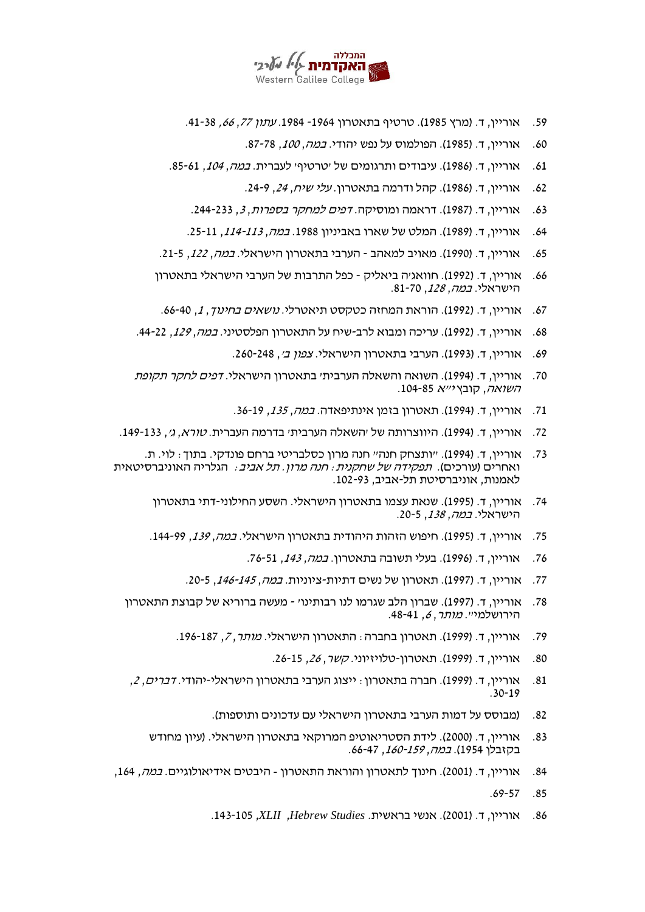59. אוריין, ד. (מרץ 1985). טרטיף בתאטרון 1964- 1984. *עתון 77*, *66*, 38-41.
60. אוריין, ד. (1985). הפולמוס על נפש יהודי. *במה*, *100*, 78-87.
61. אוריין, ד. (1986). עיבודים ותרגומים של 'טרטיף' לעברית. *במה*, *104*, 61-85.
62. אוריין, ד. (1986). קהל ודרמה בתאטרון. *עלי שיח*, *24*, 9-24.
63. אוריין, ד. (1987). דראמה ומוסיקה. *דפים למחקר בספרות*, *3*, 233-244.
64. אוריין, ד. (1989). המלט של שארו באביניון 1988. *במה*, *113-114*, 11-25.
65. אוריין, ד. (1990). מאויב למאהב - הערבי בתאטרון הישראלי. *במה*, *122*, 5-21.
66. אוריין, ד. (1992). חוואג'ה ביאליק - כפל התרבות של הערבי הישראלי בתאטרון הישראלי. *במה*, *128*, 70-81.
67. אוריין, ד. (1992). הוראת המחזה כטקסט תיאטרלי. *נושאים בחינוך*, *1*, 40-66.
68. אוריין, ד. (1992). עריכה ומבוא לרב-שיח על התאטרון הפלסטיני. *במה*, *129*, 22-44.
69. אוריין, ד. (1993). הערבי בתאטרון הישראלי. *צפון ב'*, 248-260.
70. אוריין, ד. (1994). השואה והשאלה הערבית' בתאטרון הישראלי. *דפים לחקר תקופת השואה*, קובץ י"א 85-104.
71. אוריין, ד. (1994). תאטרון בזמן אינתיפאדה. *במה*, *135*, 19-36.
72. אוריין, ד. (1994). היווצרותה של 'השאלה הערבית' בדרמה העברית. *טורא*, *ג'*, 133-149.
73. אוריין, ד. (1994). "ויתצחק חנה" חנה מרון כסלבריטי ברחם פונדקי. בתוך: לוי. ת. ואחרים (עורכים). *תפקידה של שחקנית: חנה מרון. תל אביב:* הגלריה האוניברסיטאית לאמנות, אוניברסיטת תל-אביב, 93-102.
74. אוריין, ד. (1995). שנאת עצמו בתאטרון הישראלי. השסע החילוני-דתי בתאטרון הישראלי. *במה*, *138*, 5-20.
75. אוריין, ד. (1995). חיפוש הזהות היהודית בתאטרון הישראלי. *במה*, *139*, 99-144.
76. אוריין, ד. (1996). בעלי תשובה בתאטרון. *במה*, *143*, 51-76.
77. אוריין, ד. (1997). תאטרון של נשים דתיות-ציוניות. *במה*, *145-146*, 5-20.
78. אוריין, ד. (1997). שברון הלב שגרמו לנו רבותינו' - מעשה ברוריא של קבוצת התאטרון הירושלמי". *מותר*, *6*, 41-48.
79. אוריין, ד. (1999). תאטרון בחברה: התאטרון הישראלי. *מותר*, *7*, 187-196.
80. אוריין, ד. (1999). תאטרון-טלויזיוני. *קשר*, *26*, 15-26.
81. אוריין, ד. (1999). חברה בתאטרון: ייצוג הערבי בתאטרון הישראלי-יהודי. *דברים*, *2*, 19-30.
82. (מבוסס על דמות הערבי בתאטרון הישראלי עם עדכונים ותוספות).
83. אוריין, ד. (2000). לידת הסטריאוטיפ המרוקאי בתאטרון הישראלי. (עיון מחודש בקזבלן 1954). *במה*, *159-160*, 47-66.
84. אוריין, ד. (2001). חינוך לתאטרון והוראת התאטרון - היבטים אידיאולוגיים. *במה*, 164,
85. 57-69.
86. אוריין, ד. (2001). אנשי בראשית. *Hebrew Studies*, *XLII*, 105-143.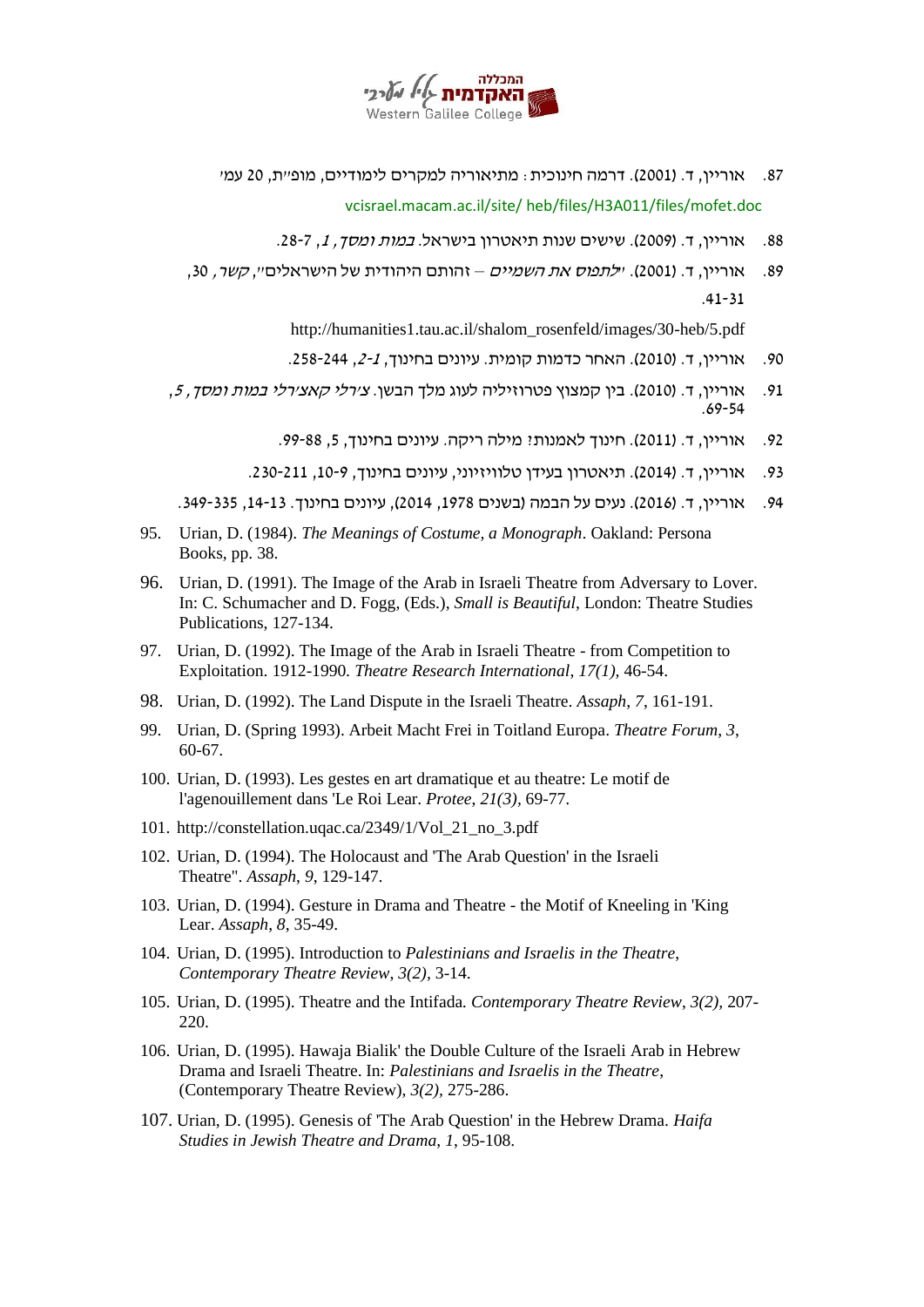87. אוריין, ד. (2001). דרמה חינוכית: מתיאוריה למקרים לימודיים, מופ"ת, 20 עמ'

vcisrael.macam.ac.il/site/ heb/files/H3A011/files/mofet.doc

88. אוריין, ד. (2009). שישים שנות תיאטרון בישראל. *במות ומסך*, *1*, 7-28.

89. אוריין, ד. (2001). "*לתפוס את השמיים* – זהותם היהודית של הישראלים", *קשר*, 30, 31-41.

http://humanities1.tau.ac.il/shalom_rosenfeld/images/30-heb/5.pdf

90. אוריין, ד. (2010). האחר כדמות קומית. עיונים בחינוך, *1-2*, 244-258.

91. אוריין, ד. (2010). בין קמצוץ פטרוזיליה לעוג מלך הבשן. *צ'רלי קאצ'רלי במות ומסך*, *5*, 54-69.

92. אוריין, ד. (2011). חינוך לאמנות? מילה ריקה. עיונים בחינוך, 5, 88-99.

93. אוריין, ד. (2014). תיאטרון בעידן טלוויזיוני, עיונים בחינוך, 9-10, 211-230.

94. אוריין, ד. (2016). נעים על הבמה (בשנים 1978, 2014), עיונים בחינוך. 13-14, 335-349.

95. Urian, D. (1984). *The Meanings of Costume, a Monograph*. Oakland: Persona Books, pp. 38.

96. Urian, D. (1991). The Image of the Arab in Israeli Theatre from Adversary to Lover. In: C. Schumacher and D. Fogg, (Eds.), *Small is Beautiful*, London: Theatre Studies Publications, 127-134.

97. Urian, D. (1992). The Image of the Arab in Israeli Theatre - from Competition to Exploitation. 1912-1990. *Theatre Research International*, *17(1),* 46-54.

98. Urian, D. (1992). The Land Dispute in the Israeli Theatre. *Assaph*, *7*, 161-191.

99. Urian, D. (Spring 1993). Arbeit Macht Frei in Toitland Europa. *Theatre Forum*, *3*, 60-67.

100. Urian, D. (1993). Les gestes en art dramatique et au theatre: Le motif de l'agenouillement dans 'Le Roi Lear. *Protee*, *21(3)*, 69-77.

101. http://constellation.uqac.ca/2349/1/Vol_21_no_3.pdf

102. Urian, D. (1994). The Holocaust and 'The Arab Question' in the Israeli Theatre". *Assaph*, *9*, 129-147.

103. Urian, D. (1994). Gesture in Drama and Theatre - the Motif of Kneeling in 'King Lear. *Assaph*, *8*, 35-49.

104. Urian, D. (1995). Introduction to *Palestinians and Israelis in the Theatre*, *Contemporary Theatre Review*, *3(2),* 3-14.

105. Urian, D. (1995). Theatre and the Intifada*. Contemporary Theatre Review*, *3(2),* 207-220.

106. Urian, D. (1995). Hawaja Bialik' the Double Culture of the Israeli Arab in Hebrew Drama and Israeli Theatre. In: *Palestinians and Israelis in the Theatre*, (Contemporary Theatre Review), *3(2),* 275-286.

107. Urian, D. (1995). Genesis of 'The Arab Question' in the Hebrew Drama. *Haifa Studies in Jewish Theatre and Drama*, *1*, 95-108.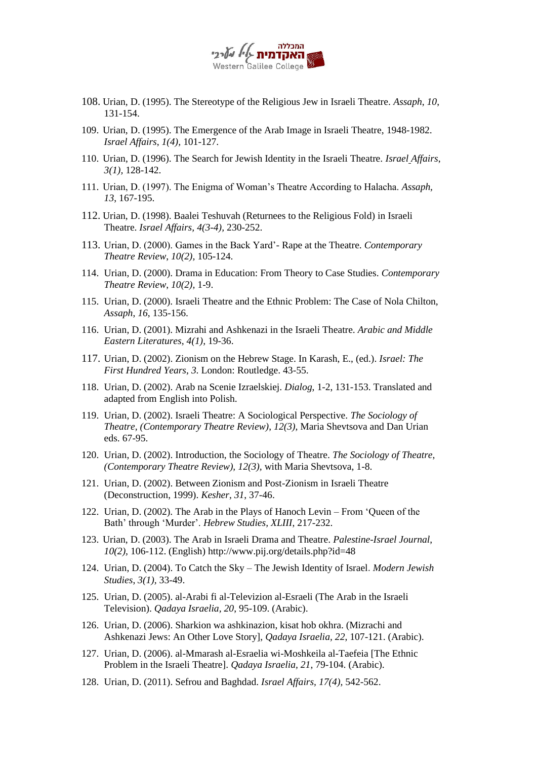108. Urian, D. (1995). The Stereotype of the Religious Jew in Israeli Theatre. *Assaph*, *10*, 131-154.

109. Urian, D. (1995). The Emergence of the Arab Image in Israeli Theatre, 1948-1982. *Israel Affairs*, *1(4),* 101-127.

110. Urian, D. (1996). The Search for Jewish Identity in the Israeli Theatre. *Israel Affairs*, *3(1),* 128-142.

111. Urian, D. (1997). The Enigma of Woman's Theatre According to Halacha. *Assaph*, *13*, 167-195.

112. Urian, D. (1998). Baalei Teshuvah (Returnees to the Religious Fold) in Israeli Theatre. *Israel Affairs*, *4(3-4),* 230-252.

113. Urian, D. (2000). Games in the Back Yard'- Rape at the Theatre. *Contemporary Theatre Review*, *10(2),* 105-124.

114. Urian, D. (2000). Drama in Education: From Theory to Case Studies. *Contemporary Theatre Review*, *10(2),* 1-9.

115. Urian, D. (2000). Israeli Theatre and the Ethnic Problem: The Case of Nola Chilton, *Assaph*, *16*, 135-156.

116. Urian, D. (2001). Mizrahi and Ashkenazi in the Israeli Theatre. *Arabic and Middle Eastern Literatures*, *4(1),* 19-36.

117. Urian, D. (2002). Zionism on the Hebrew Stage. In Karash, E., (ed.). *Israel: The First Hundred Years*, *3*. London: Routledge. 43-55.

118. Urian, D. (2002). Arab na Scenie Izraelskiej. *Dialog*, 1-2, 131-153. Translated and adapted from English into Polish.

119. Urian, D. (2002). Israeli Theatre: A Sociological Perspective. *The Sociology of Theatre, (Contemporary Theatre Review)*, *12(3),* Maria Shevtsova and Dan Urian eds. 67-95.

120. Urian, D. (2002). Introduction, the Sociology of Theatre. *The Sociology of Theatre, (Contemporary Theatre Review)*, *12(3),* with Maria Shevtsova, 1-8.

121. Urian, D. (2002). Between Zionism and Post-Zionism in Israeli Theatre (Deconstruction, 1999). *Kesher*, *31*, 37-46.

122. Urian, D. (2002). The Arab in the Plays of Hanoch Levin – From 'Queen of the Bath' through 'Murder'. *Hebrew Studies*, *XLIII*, 217-232.

123. Urian, D. (2003). The Arab in Israeli Drama and Theatre. *Palestine-Israel Journal*, *10(2),* 106-112. (English) http://www.pij.org/details.php?id=48

124. Urian, D. (2004). To Catch the Sky – The Jewish Identity of Israel. *Modern Jewish Studies*, *3(1)*, 33-49.

125. Urian, D. (2005). al-Arabi fi al-Televizion al-Esraeli (The Arab in the Israeli Television). *Qadaya Israelia*, *20*, 95-109. (Arabic).

126. Urian, D. (2006). Sharkion wa ashkinazion, kisat hob okhra. (Mizrachi and Ashkenazi Jews: An Other Love Story], *Qadaya Israelia*, *22*, 107-121. (Arabic).

127. Urian, D. (2006). al-Mmarash al-Esraelia wi-Moshkeila al-Taefeia [The Ethnic Problem in the Israeli Theatre]. *Qadaya Israelia*, *21*, 79-104. (Arabic).

128. Urian, D. (2011). Sefrou and Baghdad. *Israel Affairs*, *17(4),* 542-562.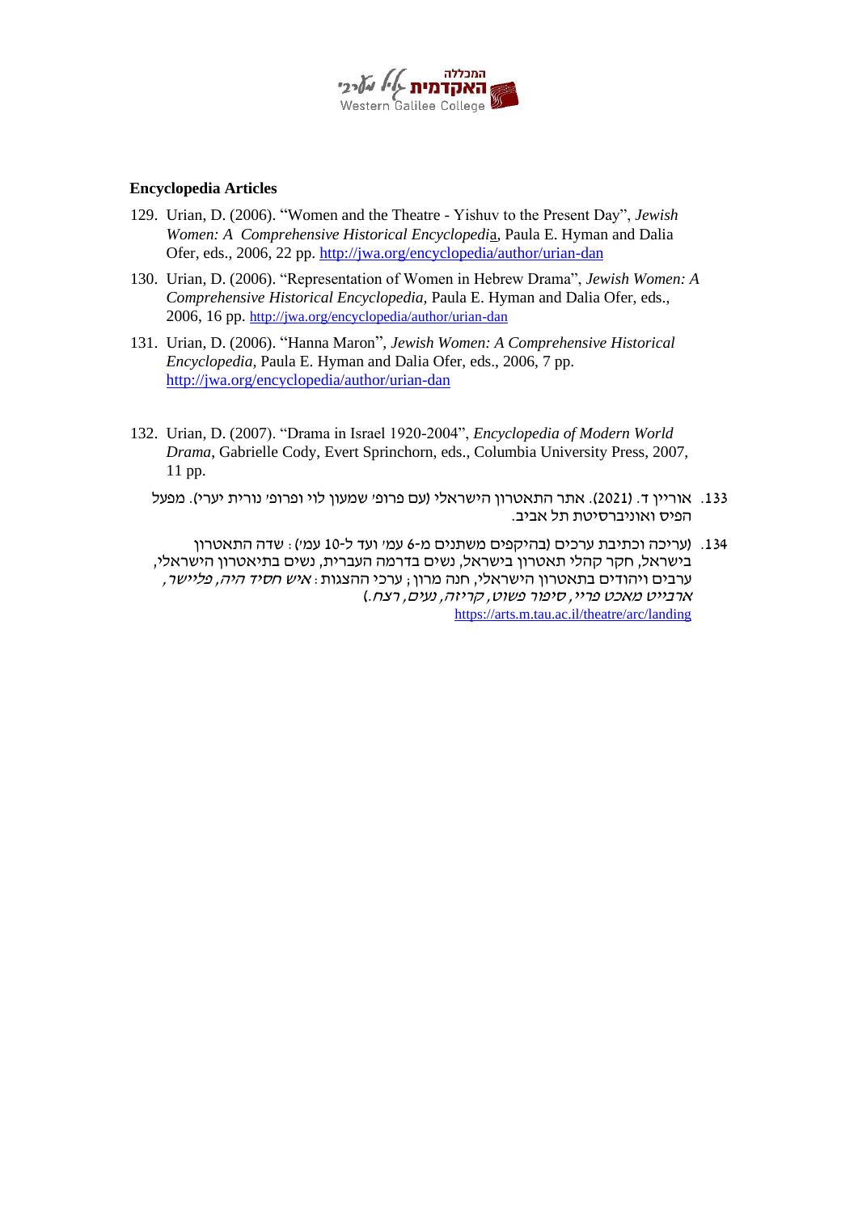## Encyclopedia Articles

129. Urian, D. (2006). "Women and the Theatre - Yishuv to the Present Day", *Jewish Women: A Comprehensive Historical Encyclopedia*, Paula E. Hyman and Dalia Ofer, eds., 2006, 22 pp. http://jwa.org/encyclopedia/author/urian-dan
130. Urian, D. (2006). "Representation of Women in Hebrew Drama", *Jewish Women: A Comprehensive Historical Encyclopedia*, Paula E. Hyman and Dalia Ofer, eds., 2006, 16 pp. http://jwa.org/encyclopedia/author/urian-dan
131. Urian, D. (2006). "Hanna Maron", *Jewish Women: A Comprehensive Historical Encyclopedia*, Paula E. Hyman and Dalia Ofer, eds., 2006, 7 pp. http://jwa.org/encyclopedia/author/urian-dan
132. Urian, D. (2007). "Drama in Israel 1920-2004", *Encyclopedia of Modern World Drama*, Gabrielle Cody, Evert Sprinchorn, eds., Columbia University Press, 2007, 11 pp.
133. אוריין ד. (2021). אתר התאטרון הישראלי (עם פרופ׳ שמעון לוי ופרופ׳ נורית יערי). מפעל הפיס ואוניברסיטת תל אביב.
134. (עריכה וכתיבת ערכים (בהיקפים משתנים מ-6 עמ׳ ועד ל-10 עמ׳): שדה התאטרון בישראל, חקר קהלי תאטרון בישראל, נשים בדרמה העברית, נשים בתיאטרון הישראלי, ערבים ויהודים בתאטרון הישראלי, חנה מרון; ערכי ההצגות: *איש חסיד היה*, *פליישר*, *ארבייט מאכט פריי*, *סיפור פשוט*, *קריזה*, *נעים*, *רצח*.) https://arts.m.tau.ac.il/theatre/arc/landing